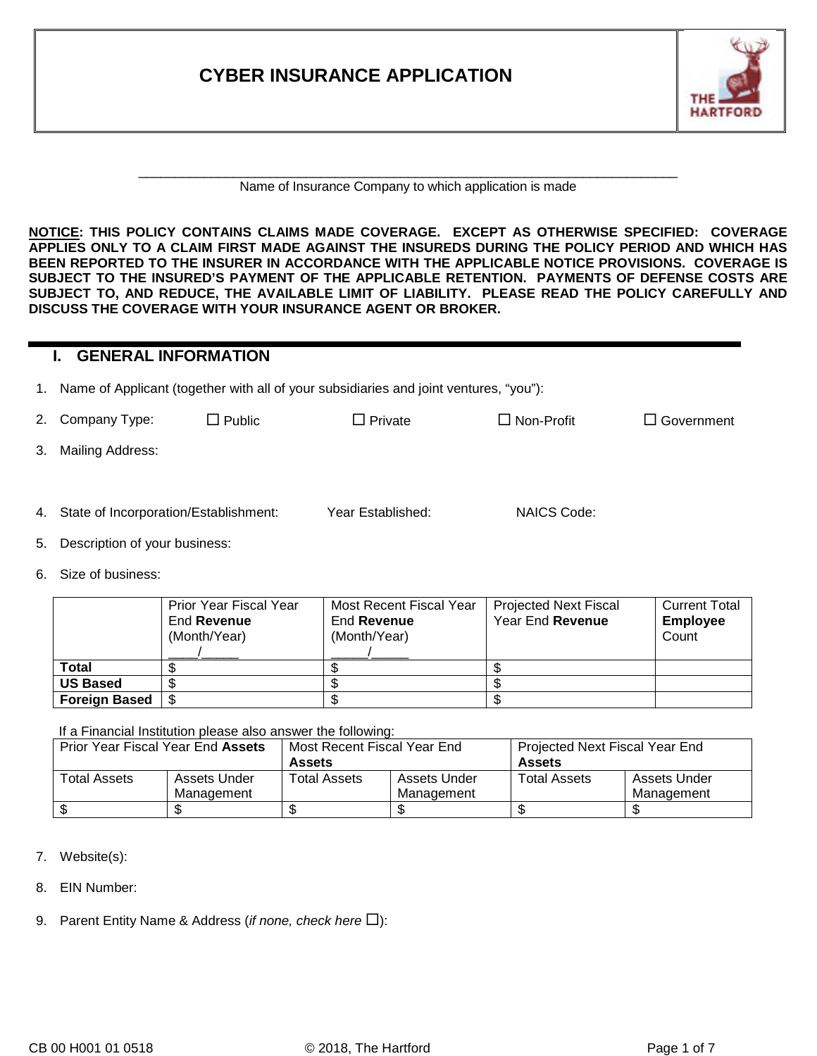# CYBER INSURANCE APPLICATION

______________________________________________________________________
Name of Insurance Company to which application is made

**NOTICE: THIS POLICY CONTAINS CLAIMS MADE COVERAGE. EXCEPT AS OTHERWISE SPECIFIED: COVERAGE APPLIES ONLY TO A CLAIM FIRST MADE AGAINST THE INSUREDS DURING THE POLICY PERIOD AND WHICH HAS BEEN REPORTED TO THE INSURER IN ACCORDANCE WITH THE APPLICABLE NOTICE PROVISIONS. COVERAGE IS SUBJECT TO THE INSURED'S PAYMENT OF THE APPLICABLE RETENTION. PAYMENTS OF DEFENSE COSTS ARE SUBJECT TO, AND REDUCE, THE AVAILABLE LIMIT OF LIABILITY. PLEASE READ THE POLICY CAREFULLY AND DISCUSS THE COVERAGE WITH YOUR INSURANCE AGENT OR BROKER.**

## I. GENERAL INFORMATION

1. Name of Applicant (together with all of your subsidiaries and joint ventures, "you"):

2. Company Type: ☐ Public ☐ Private ☐ Non-Profit ☐ Government

3. Mailing Address:

4. State of Incorporation/Establishment: Year Established: NAICS Code:

5. Description of your business:

6. Size of business:

| | Prior Year Fiscal Year End **Revenue** (Month/Year) ____/_____ | Most Recent Fiscal Year End **Revenue** (Month/Year) _____/_____ | Projected Next Fiscal Year End **Revenue** | Current Total **Employee** Count |
|---|---|---|---|---|
| **Total** | $ | $ | $ | |
| **US Based** | $ | $ | $ | |
| **Foreign Based** | $ | $ | $ | |

If a Financial Institution please also answer the following:

| Prior Year Fiscal Year End **Assets** | | Most Recent Fiscal Year End **Assets** | | Projected Next Fiscal Year End **Assets** | |
|---|---|---|---|---|---|
| Total Assets | Assets Under Management | Total Assets | Assets Under Management | Total Assets | Assets Under Management |
| $ | $ | $ | $ | $ | $ |

7. Website(s):

8. EIN Number:

9. Parent Entity Name & Address (*if none, check here* ☐):

CB 00 H001 01 0518 © 2018, The Hartford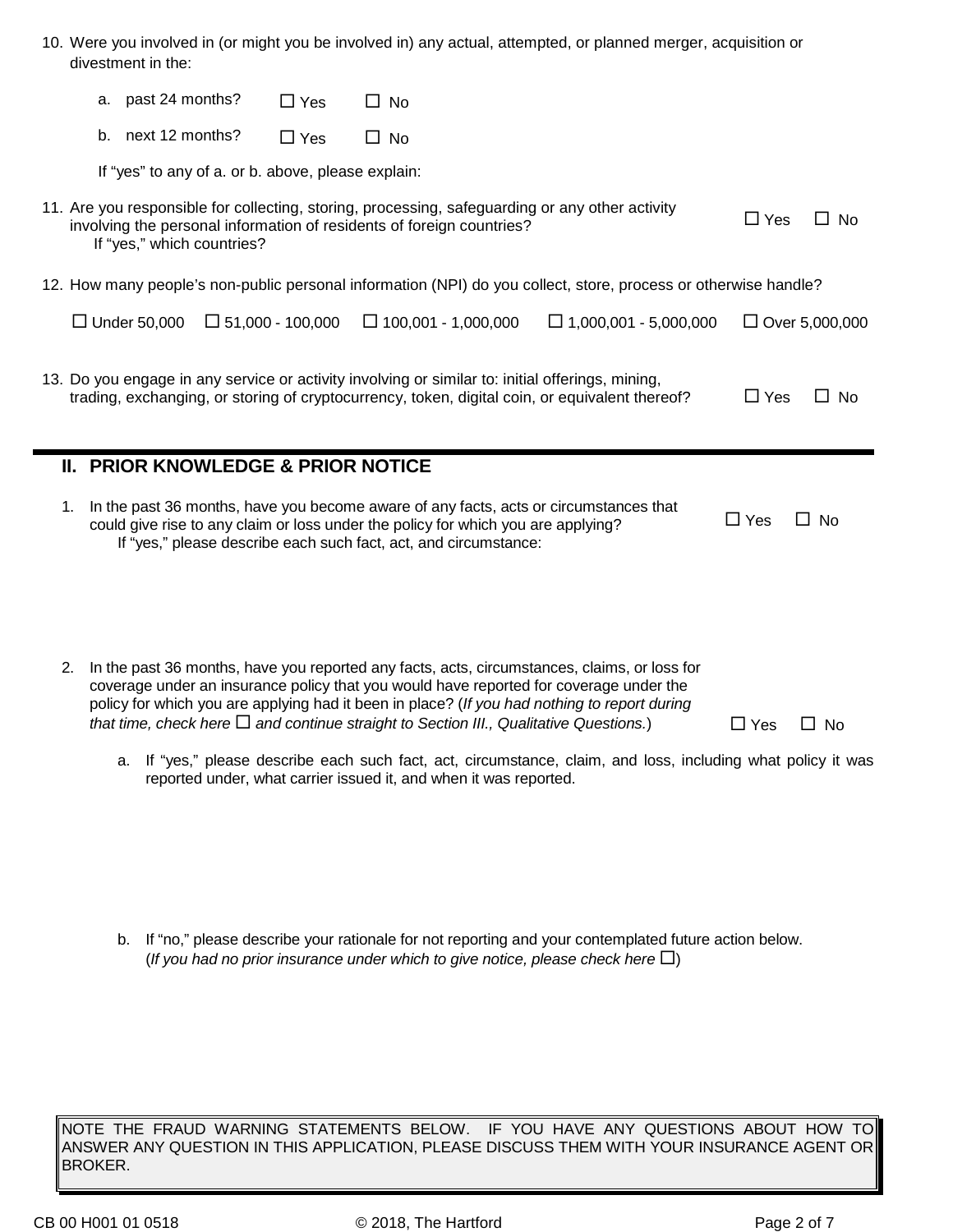10. Were you involved in (or might you be involved in) any actual, attempted, or planned merger, acquisition or divestment in the:

    a. past 24 months? ☐ Yes ☐ No

    b. next 12 months? ☐ Yes ☐ No

    If "yes" to any of a. or b. above, please explain:

11. Are you responsible for collecting, storing, processing, safeguarding or any other activity involving the personal information of residents of foreign countries? ☐ Yes ☐ No

    If "yes," which countries?

12. How many people's non-public personal information (NPI) do you collect, store, process or otherwise handle?

    ☐ Under 50,000 ☐ 51,000 - 100,000 ☐ 100,001 - 1,000,000 ☐ 1,000,001 - 5,000,000 ☐ Over 5,000,000

13. Do you engage in any service or activity involving or similar to: initial offerings, mining, trading, exchanging, or storing of cryptocurrency, token, digital coin, or equivalent thereof? ☐ Yes ☐ No

## II. PRIOR KNOWLEDGE & PRIOR NOTICE

1. In the past 36 months, have you become aware of any facts, acts or circumstances that could give rise to any claim or loss under the policy for which you are applying? ☐ Yes ☐ No

   If "yes," please describe each such fact, act, and circumstance:

2. In the past 36 months, have you reported any facts, acts, circumstances, claims, or loss for coverage under an insurance policy that you would have reported for coverage under the policy for which you are applying had it been in place? (*If you had nothing to report during that time, check here ☐ and continue straight to Section III., Qualitative Questions.*) ☐ Yes ☐ No

   a. If "yes," please describe each such fact, act, circumstance, claim, and loss, including what policy it was reported under, what carrier issued it, and when it was reported.

   b. If "no," please describe your rationale for not reporting and your contemplated future action below. (*If you had no prior insurance under which to give notice, please check here ☐*)

NOTE THE FRAUD WARNING STATEMENTS BELOW. IF YOU HAVE ANY QUESTIONS ABOUT HOW TO ANSWER ANY QUESTION IN THIS APPLICATION, PLEASE DISCUSS THEM WITH YOUR INSURANCE AGENT OR BROKER.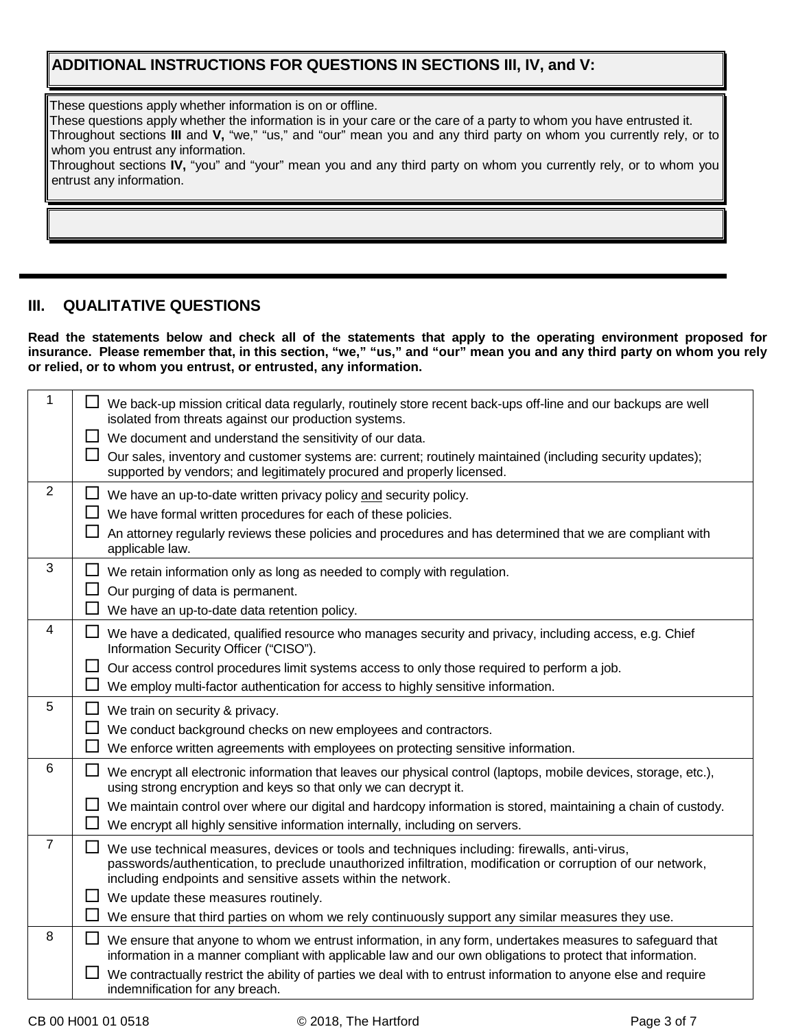**ADDITIONAL INSTRUCTIONS FOR QUESTIONS IN SECTIONS III, IV, and V:**

These questions apply whether information is on or offline.
These questions apply whether the information is in your care or the care of a party to whom you have entrusted it.
Throughout sections **III** and **V,** "we," "us," and "our" mean you and any third party on whom you currently rely, or to whom you entrust any information.
Throughout sections **IV,** "you" and "your" mean you and any third party on whom you currently rely, or to whom you entrust any information.

## III. QUALITATIVE QUESTIONS

**Read the statements below and check all of the statements that apply to the operating environment proposed for insurance. Please remember that, in this section, "we," "us," and "our" mean you and any third party on whom you rely or relied, or to whom you entrust, or entrusted, any information.**

| | |
|---|---|
| 1 | ☐ We back-up mission critical data regularly, routinely store recent back-ups off-line and our backups are well isolated from threats against our production systems.<br>☐ We document and understand the sensitivity of our data.<br>☐ Our sales, inventory and customer systems are: current; routinely maintained (including security updates); supported by vendors; and legitimately procured and properly licensed. |
| 2 | ☐ We have an up-to-date written privacy policy <u>and</u> security policy.<br>☐ We have formal written procedures for each of these policies.<br>☐ An attorney regularly reviews these policies and procedures and has determined that we are compliant with applicable law. |
| 3 | ☐ We retain information only as long as needed to comply with regulation.<br>☐ Our purging of data is permanent.<br>☐ We have an up-to-date data retention policy. |
| 4 | ☐ We have a dedicated, qualified resource who manages security and privacy, including access, e.g. Chief Information Security Officer ("CISO").<br>☐ Our access control procedures limit systems access to only those required to perform a job.<br>☐ We employ multi-factor authentication for access to highly sensitive information. |
| 5 | ☐ We train on security & privacy.<br>☐ We conduct background checks on new employees and contractors.<br>☐ We enforce written agreements with employees on protecting sensitive information. |
| 6 | ☐ We encrypt all electronic information that leaves our physical control (laptops, mobile devices, storage, etc.), using strong encryption and keys so that only we can decrypt it.<br>☐ We maintain control over where our digital and hardcopy information is stored, maintaining a chain of custody.<br>☐ We encrypt all highly sensitive information internally, including on servers. |
| 7 | ☐ We use technical measures, devices or tools and techniques including: firewalls, anti-virus, passwords/authentication, to preclude unauthorized infiltration, modification or corruption of our network, including endpoints and sensitive assets within the network.<br>☐ We update these measures routinely.<br>☐ We ensure that third parties on whom we rely continuously support any similar measures they use. |
| 8 | ☐ We ensure that anyone to whom we entrust information, in any form, undertakes measures to safeguard that information in a manner compliant with applicable law and our own obligations to protect that information.<br>☐ We contractually restrict the ability of parties we deal with to entrust information to anyone else and require indemnification for any breach. |

CB 00 H001 01 0518 © 2018, The Hartford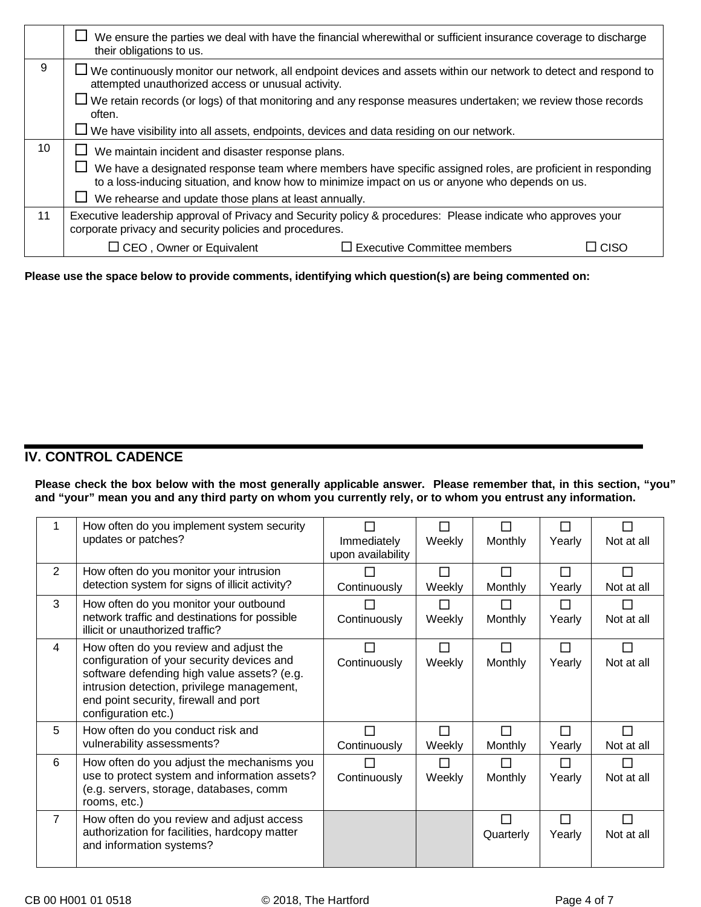| | |
|---|---|
| | ☐ We ensure the parties we deal with have the financial wherewithal or sufficient insurance coverage to discharge their obligations to us. |
| 9 | ☐ We continuously monitor our network, all endpoint devices and assets within our network to detect and respond to attempted unauthorized access or unusual activity.<br>☐ We retain records (or logs) of that monitoring and any response measures undertaken; we review those records often.<br>☐ We have visibility into all assets, endpoints, devices and data residing on our network. |
| 10 | ☐ We maintain incident and disaster response plans.<br>☐ We have a designated response team where members have specific assigned roles, are proficient in responding to a loss-inducing situation, and know how to minimize impact on us or anyone who depends on us.<br>☐ We rehearse and update those plans at least annually. |
| 11 | Executive leadership approval of Privacy and Security policy & procedures: Please indicate who approves your corporate privacy and security policies and procedures.<br>☐ CEO , Owner or Equivalent ☐ Executive Committee members ☐ CISO |

**Please use the space below to provide comments, identifying which question(s) are being commented on:**

## IV. CONTROL CADENCE

**Please check the box below with the most generally applicable answer. Please remember that, in this section, "you" and "your" mean you and any third party on whom you currently rely, or to whom you entrust any information.**

| | | | | | | |
|---|---|---|---|---|---|---|
| 1 | How often do you implement system security updates or patches? | ☐ Immediately upon availability | ☐ Weekly | ☐ Monthly | ☐ Yearly | ☐ Not at all |
| 2 | How often do you monitor your intrusion detection system for signs of illicit activity? | ☐ Continuously | ☐ Weekly | ☐ Monthly | ☐ Yearly | ☐ Not at all |
| 3 | How often do you monitor your outbound network traffic and destinations for possible illicit or unauthorized traffic? | ☐ Continuously | ☐ Weekly | ☐ Monthly | ☐ Yearly | ☐ Not at all |
| 4 | How often do you review and adjust the configuration of your security devices and software defending high value assets? (e.g. intrusion detection, privilege management, end point security, firewall and port configuration etc.) | ☐ Continuously | ☐ Weekly | ☐ Monthly | ☐ Yearly | ☐ Not at all |
| 5 | How often do you conduct risk and vulnerability assessments? | ☐ Continuously | ☐ Weekly | ☐ Monthly | ☐ Yearly | ☐ Not at all |
| 6 | How often do you adjust the mechanisms you use to protect system and information assets? (e.g. servers, storage, databases, comm rooms, etc.) | ☐ Continuously | ☐ Weekly | ☐ Monthly | ☐ Yearly | ☐ Not at all |
| 7 | How often do you review and adjust access authorization for facilities, hardcopy matter and information systems? | | | ☐ Quarterly | ☐ Yearly | ☐ Not at all |

CB 00 H001 01 0518 © 2018, The Hartford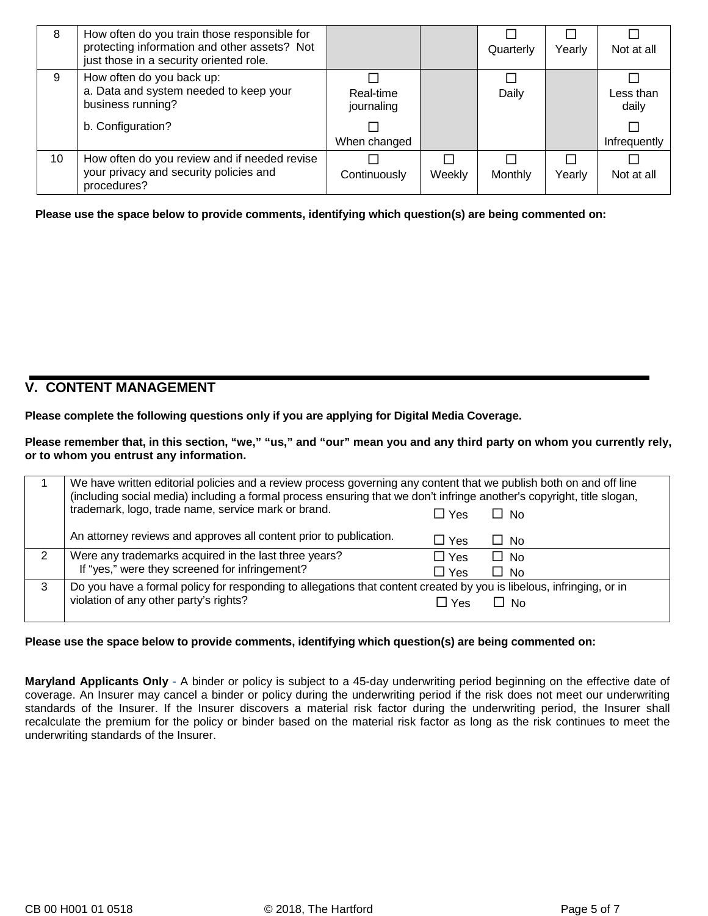| | | | | | | |
|---|---|---|---|---|---|---|
| 8 | How often do you train those responsible for protecting information and other assets? Not just those in a security oriented role. | | | ☐ Quarterly | ☐ Yearly | ☐ Not at all |
| 9 | How often do you back up:<br>a. Data and system needed to keep your business running?<br>b. Configuration? | ☐ Real-time journaling<br>☐ When changed | | ☐ Daily | | ☐ Less than daily<br>☐ Infrequently |
| 10 | How often do you review and if needed revise your privacy and security policies and procedures? | ☐ Continuously | ☐ Weekly | ☐ Monthly | ☐ Yearly | ☐ Not at all |

**Please use the space below to provide comments, identifying which question(s) are being commented on:**

## V. CONTENT MANAGEMENT

**Please complete the following questions only if you are applying for Digital Media Coverage.**

**Please remember that, in this section, "we," "us," and "our" mean you and any third party on whom you currently rely, or to whom you entrust any information.**

| | | | |
|---|---|---|---|
| 1 | We have written editorial policies and a review process governing any content that we publish both on and off line (including social media) including a formal process ensuring that we don't infringe another's copyright, title slogan, trademark, logo, trade name, service mark or brand. | ☐ Yes | ☐ No |
| | An attorney reviews and approves all content prior to publication. | ☐ Yes | ☐ No |
| 2 | Were any trademarks acquired in the last three years? | ☐ Yes | ☐ No |
| | If "yes," were they screened for infringement? | ☐ Yes | ☐ No |
| 3 | Do you have a formal policy for responding to allegations that content created by you is libelous, infringing, or in violation of any other party's rights? | ☐ Yes | ☐ No |

**Please use the space below to provide comments, identifying which question(s) are being commented on:**

**Maryland Applicants Only** - A binder or policy is subject to a 45-day underwriting period beginning on the effective date of coverage. An Insurer may cancel a binder or policy during the underwriting period if the risk does not meet our underwriting standards of the Insurer. If the Insurer discovers a material risk factor during the underwriting period, the Insurer shall recalculate the premium for the policy or binder based on the material risk factor as long as the risk continues to meet the underwriting standards of the Insurer.

CB 00 H001 01 0518 © 2018, The Hartford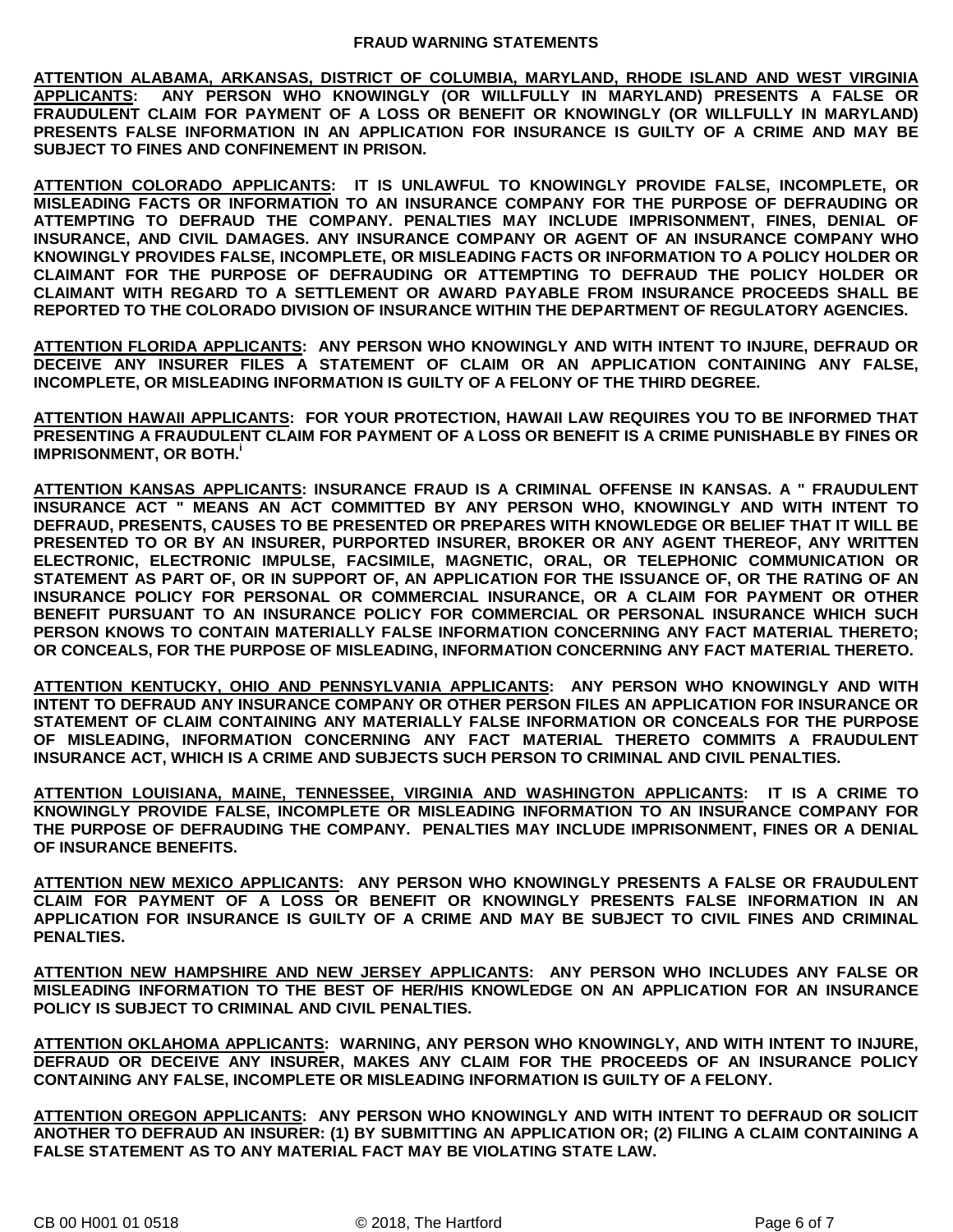**FRAUD WARNING STATEMENTS**

**ATTENTION ALABAMA, ARKANSAS, DISTRICT OF COLUMBIA, MARYLAND, RHODE ISLAND AND WEST VIRGINIA APPLICANTS: ANY PERSON WHO KNOWINGLY (OR WILLFULLY IN MARYLAND) PRESENTS A FALSE OR FRAUDULENT CLAIM FOR PAYMENT OF A LOSS OR BENEFIT OR KNOWINGLY (OR WILLFULLY IN MARYLAND) PRESENTS FALSE INFORMATION IN AN APPLICATION FOR INSURANCE IS GUILTY OF A CRIME AND MAY BE SUBJECT TO FINES AND CONFINEMENT IN PRISON.**

**ATTENTION COLORADO APPLICANTS: IT IS UNLAWFUL TO KNOWINGLY PROVIDE FALSE, INCOMPLETE, OR MISLEADING FACTS OR INFORMATION TO AN INSURANCE COMPANY FOR THE PURPOSE OF DEFRAUDING OR ATTEMPTING TO DEFRAUD THE COMPANY. PENALTIES MAY INCLUDE IMPRISONMENT, FINES, DENIAL OF INSURANCE, AND CIVIL DAMAGES. ANY INSURANCE COMPANY OR AGENT OF AN INSURANCE COMPANY WHO KNOWINGLY PROVIDES FALSE, INCOMPLETE, OR MISLEADING FACTS OR INFORMATION TO A POLICY HOLDER OR CLAIMANT FOR THE PURPOSE OF DEFRAUDING OR ATTEMPTING TO DEFRAUD THE POLICY HOLDER OR CLAIMANT WITH REGARD TO A SETTLEMENT OR AWARD PAYABLE FROM INSURANCE PROCEEDS SHALL BE REPORTED TO THE COLORADO DIVISION OF INSURANCE WITHIN THE DEPARTMENT OF REGULATORY AGENCIES.**

**ATTENTION FLORIDA APPLICANTS: ANY PERSON WHO KNOWINGLY AND WITH INTENT TO INJURE, DEFRAUD OR DECEIVE ANY INSURER FILES A STATEMENT OF CLAIM OR AN APPLICATION CONTAINING ANY FALSE, INCOMPLETE, OR MISLEADING INFORMATION IS GUILTY OF A FELONY OF THE THIRD DEGREE.**

**ATTENTION HAWAII APPLICANTS: FOR YOUR PROTECTION, HAWAII LAW REQUIRES YOU TO BE INFORMED THAT PRESENTING A FRAUDULENT CLAIM FOR PAYMENT OF A LOSS OR BENEFIT IS A CRIME PUNISHABLE BY FINES OR IMPRISONMENT, OR BOTH.**[i]

**ATTENTION KANSAS APPLICANTS: INSURANCE FRAUD IS A CRIMINAL OFFENSE IN KANSAS. A " FRAUDULENT INSURANCE ACT " MEANS AN ACT COMMITTED BY ANY PERSON WHO, KNOWINGLY AND WITH INTENT TO DEFRAUD, PRESENTS, CAUSES TO BE PRESENTED OR PREPARES WITH KNOWLEDGE OR BELIEF THAT IT WILL BE PRESENTED TO OR BY AN INSURER, PURPORTED INSURER, BROKER OR ANY AGENT THEREOF, ANY WRITTEN ELECTRONIC, ELECTRONIC IMPULSE, FACSIMILE, MAGNETIC, ORAL, OR TELEPHONIC COMMUNICATION OR STATEMENT AS PART OF, OR IN SUPPORT OF, AN APPLICATION FOR THE ISSUANCE OF, OR THE RATING OF AN INSURANCE POLICY FOR PERSONAL OR COMMERCIAL INSURANCE, OR A CLAIM FOR PAYMENT OR OTHER BENEFIT PURSUANT TO AN INSURANCE POLICY FOR COMMERCIAL OR PERSONAL INSURANCE WHICH SUCH PERSON KNOWS TO CONTAIN MATERIALLY FALSE INFORMATION CONCERNING ANY FACT MATERIAL THERETO; OR CONCEALS, FOR THE PURPOSE OF MISLEADING, INFORMATION CONCERNING ANY FACT MATERIAL THERETO.**

**ATTENTION KENTUCKY, OHIO AND PENNSYLVANIA APPLICANTS: ANY PERSON WHO KNOWINGLY AND WITH INTENT TO DEFRAUD ANY INSURANCE COMPANY OR OTHER PERSON FILES AN APPLICATION FOR INSURANCE OR STATEMENT OF CLAIM CONTAINING ANY MATERIALLY FALSE INFORMATION OR CONCEALS FOR THE PURPOSE OF MISLEADING, INFORMATION CONCERNING ANY FACT MATERIAL THERETO COMMITS A FRAUDULENT INSURANCE ACT, WHICH IS A CRIME AND SUBJECTS SUCH PERSON TO CRIMINAL AND CIVIL PENALTIES.**

**ATTENTION LOUISIANA, MAINE, TENNESSEE, VIRGINIA AND WASHINGTON APPLICANTS: IT IS A CRIME TO KNOWINGLY PROVIDE FALSE, INCOMPLETE OR MISLEADING INFORMATION TO AN INSURANCE COMPANY FOR THE PURPOSE OF DEFRAUDING THE COMPANY. PENALTIES MAY INCLUDE IMPRISONMENT, FINES OR A DENIAL OF INSURANCE BENEFITS.**

**ATTENTION NEW MEXICO APPLICANTS: ANY PERSON WHO KNOWINGLY PRESENTS A FALSE OR FRAUDULENT CLAIM FOR PAYMENT OF A LOSS OR BENEFIT OR KNOWINGLY PRESENTS FALSE INFORMATION IN AN APPLICATION FOR INSURANCE IS GUILTY OF A CRIME AND MAY BE SUBJECT TO CIVIL FINES AND CRIMINAL PENALTIES.**

**ATTENTION NEW HAMPSHIRE AND NEW JERSEY APPLICANTS: ANY PERSON WHO INCLUDES ANY FALSE OR MISLEADING INFORMATION TO THE BEST OF HER/HIS KNOWLEDGE ON AN APPLICATION FOR AN INSURANCE POLICY IS SUBJECT TO CRIMINAL AND CIVIL PENALTIES.**

**ATTENTION OKLAHOMA APPLICANTS: WARNING, ANY PERSON WHO KNOWINGLY, AND WITH INTENT TO INJURE, DEFRAUD OR DECEIVE ANY INSURER, MAKES ANY CLAIM FOR THE PROCEEDS OF AN INSURANCE POLICY CONTAINING ANY FALSE, INCOMPLETE OR MISLEADING INFORMATION IS GUILTY OF A FELONY.**

**ATTENTION OREGON APPLICANTS: ANY PERSON WHO KNOWINGLY AND WITH INTENT TO DEFRAUD OR SOLICIT ANOTHER TO DEFRAUD AN INSURER: (1) BY SUBMITTING AN APPLICATION OR; (2) FILING A CLAIM CONTAINING A FALSE STATEMENT AS TO ANY MATERIAL FACT MAY BE VIOLATING STATE LAW.**

CB 00 H001 01 0518 © 2018, The Hartford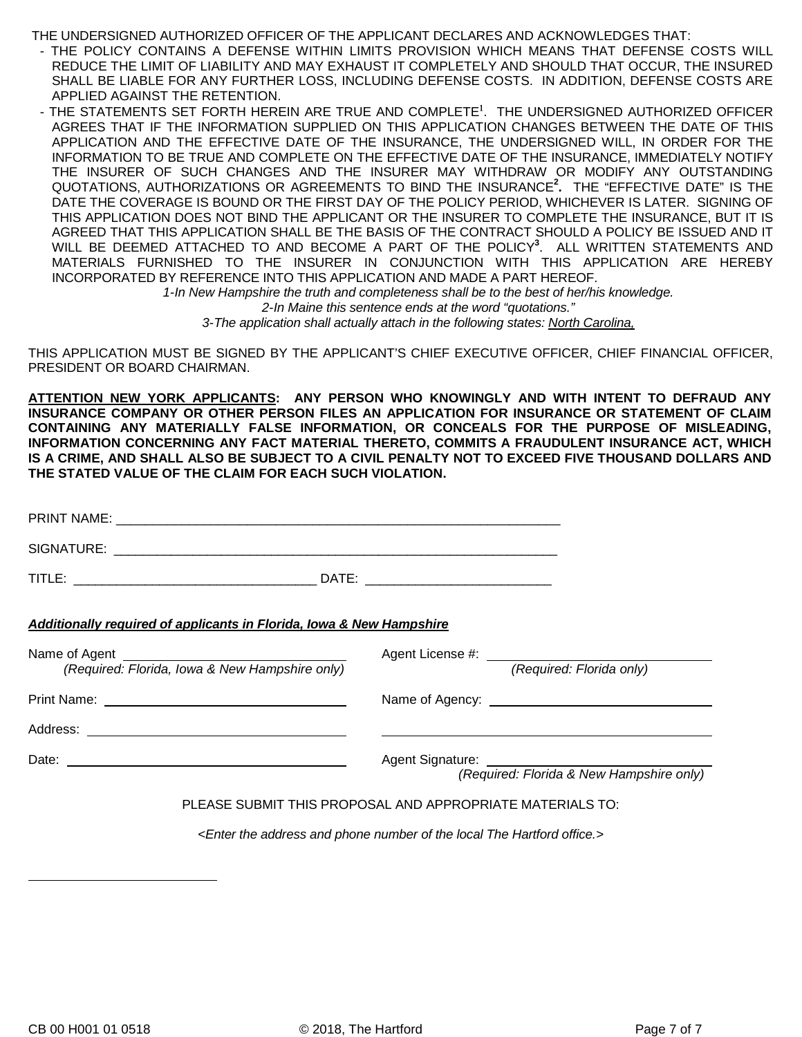THE UNDERSIGNED AUTHORIZED OFFICER OF THE APPLICANT DECLARES AND ACKNOWLEDGES THAT:

- THE POLICY CONTAINS A DEFENSE WITHIN LIMITS PROVISION WHICH MEANS THAT DEFENSE COSTS WILL REDUCE THE LIMIT OF LIABILITY AND MAY EXHAUST IT COMPLETELY AND SHOULD THAT OCCUR, THE INSURED SHALL BE LIABLE FOR ANY FURTHER LOSS, INCLUDING DEFENSE COSTS. IN ADDITION, DEFENSE COSTS ARE APPLIED AGAINST THE RETENTION.
- THE STATEMENTS SET FORTH HEREIN ARE TRUE AND COMPLETE[1]. THE UNDERSIGNED AUTHORIZED OFFICER AGREES THAT IF THE INFORMATION SUPPLIED ON THIS APPLICATION CHANGES BETWEEN THE DATE OF THIS APPLICATION AND THE EFFECTIVE DATE OF THE INSURANCE, THE UNDERSIGNED WILL, IN ORDER FOR THE INFORMATION TO BE TRUE AND COMPLETE ON THE EFFECTIVE DATE OF THE INSURANCE, IMMEDIATELY NOTIFY THE INSURER OF SUCH CHANGES AND THE INSURER MAY WITHDRAW OR MODIFY ANY OUTSTANDING QUOTATIONS, AUTHORIZATIONS OR AGREEMENTS TO BIND THE INSURANCE[2]. THE "EFFECTIVE DATE" IS THE DATE THE COVERAGE IS BOUND OR THE FIRST DAY OF THE POLICY PERIOD, WHICHEVER IS LATER. SIGNING OF THIS APPLICATION DOES NOT BIND THE APPLICANT OR THE INSURER TO COMPLETE THE INSURANCE, BUT IT IS AGREED THAT THIS APPLICATION SHALL BE THE BASIS OF THE CONTRACT SHOULD A POLICY BE ISSUED AND IT WILL BE DEEMED ATTACHED TO AND BECOME A PART OF THE POLICY[3]. ALL WRITTEN STATEMENTS AND MATERIALS FURNISHED TO THE INSURER IN CONJUNCTION WITH THIS APPLICATION ARE HEREBY INCORPORATED BY REFERENCE INTO THIS APPLICATION AND MADE A PART HEREOF.

*1-In New Hampshire the truth and completeness shall be to the best of her/his knowledge.*

*2-In Maine this sentence ends at the word "quotations."*

*3-The application shall actually attach in the following states: North Carolina,*

THIS APPLICATION MUST BE SIGNED BY THE APPLICANT'S CHIEF EXECUTIVE OFFICER, CHIEF FINANCIAL OFFICER, PRESIDENT OR BOARD CHAIRMAN.

**ATTENTION NEW YORK APPLICANTS: ANY PERSON WHO KNOWINGLY AND WITH INTENT TO DEFRAUD ANY INSURANCE COMPANY OR OTHER PERSON FILES AN APPLICATION FOR INSURANCE OR STATEMENT OF CLAIM CONTAINING ANY MATERIALLY FALSE INFORMATION, OR CONCEALS FOR THE PURPOSE OF MISLEADING, INFORMATION CONCERNING ANY FACT MATERIAL THERETO, COMMITS A FRAUDULENT INSURANCE ACT, WHICH IS A CRIME, AND SHALL ALSO BE SUBJECT TO A CIVIL PENALTY NOT TO EXCEED FIVE THOUSAND DOLLARS AND THE STATED VALUE OF THE CLAIM FOR EACH SUCH VIOLATION.**

PRINT NAME: ________________________________________________________________

SIGNATURE: ________________________________________________________________

TITLE: __________________________________ DATE: _________________________

***Additionally required of applicants in Florida, Iowa & New Hampshire***

Name of Agent ______________________________
*(Required: Florida, Iowa & New Hampshire only)*

Agent License #: ______________________________
*(Required: Florida only)*

Print Name: ______________________________

Name of Agency: ______________________________

Address: ______________________________

______________________________

Date: ______________________________

Agent Signature: ______________________________
*(Required: Florida & New Hampshire only)*

PLEASE SUBMIT THIS PROPOSAL AND APPROPRIATE MATERIALS TO:

*<Enter the address and phone number of the local The Hartford office.>*

CB 00 H001 01 0518 © 2018, The Hartford